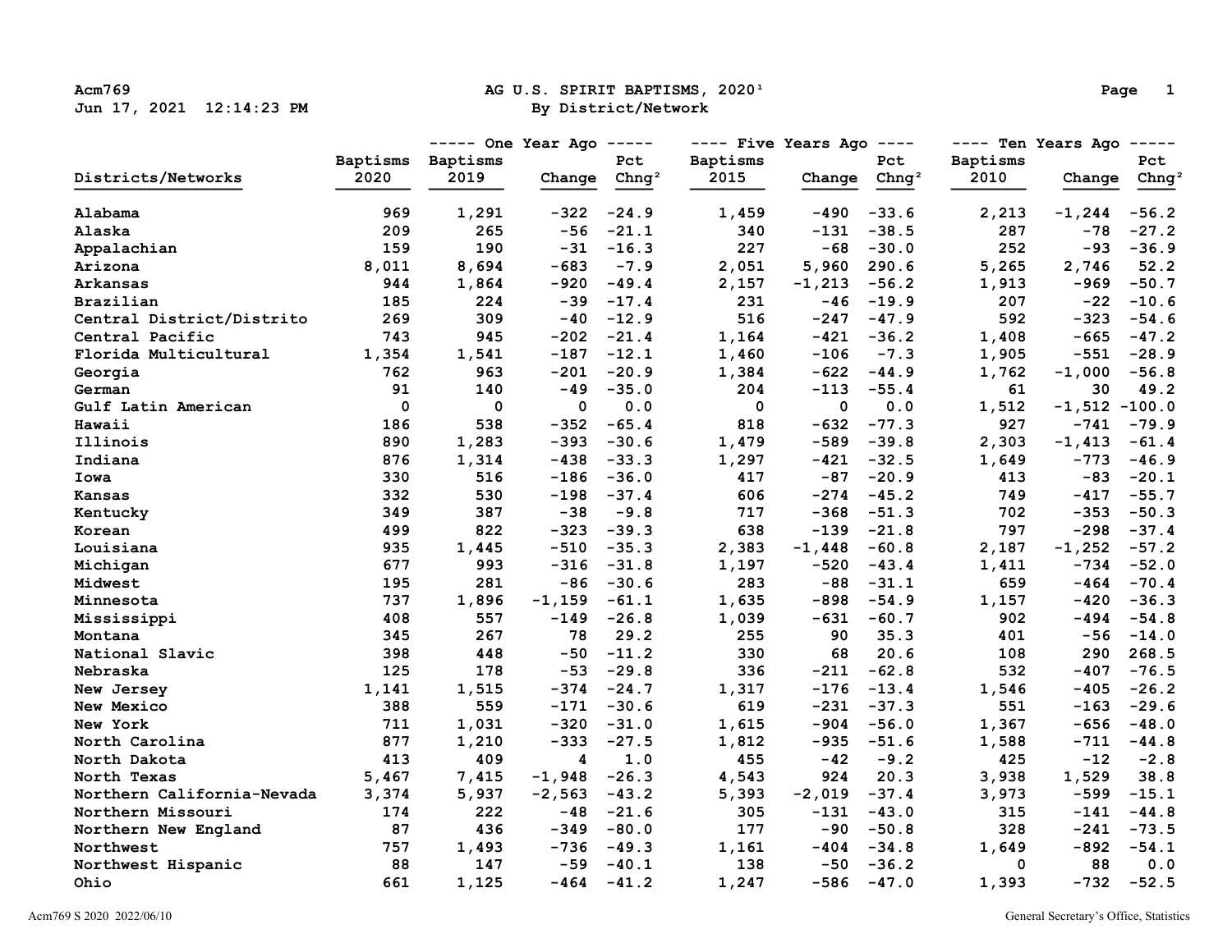Acm769
Jun 17, 2021 12:14:23 PM

# AG U.S. SPIRIT BAPTISMS, 2020[1]

## By District/Network

| Districts/Networks | Baptisms 2020 | One Year Ago: Baptisms 2019 | Change | Pct Chng[2] | Five Years Ago: Baptisms 2015 | Change | Pct Chng[2] | Ten Years Ago: Baptisms 2010 | Change | Pct Chng[2] |
|---|---|---|---|---|---|---|---|---|---|---|
| Alabama | 969 | 1,291 | -322 | -24.9 | 1,459 | -490 | -33.6 | 2,213 | -1,244 | -56.2 |
| Alaska | 209 | 265 | -56 | -21.1 | 340 | -131 | -38.5 | 287 | -78 | -27.2 |
| Appalachian | 159 | 190 | -31 | -16.3 | 227 | -68 | -30.0 | 252 | -93 | -36.9 |
| Arizona | 8,011 | 8,694 | -683 | -7.9 | 2,051 | 5,960 | 290.6 | 5,265 | 2,746 | 52.2 |
| Arkansas | 944 | 1,864 | -920 | -49.4 | 2,157 | -1,213 | -56.2 | 1,913 | -969 | -50.7 |
| Brazilian | 185 | 224 | -39 | -17.4 | 231 | -46 | -19.9 | 207 | -22 | -10.6 |
| Central District/Distrito | 269 | 309 | -40 | -12.9 | 516 | -247 | -47.9 | 592 | -323 | -54.6 |
| Central Pacific | 743 | 945 | -202 | -21.4 | 1,164 | -421 | -36.2 | 1,408 | -665 | -47.2 |
| Florida Multicultural | 1,354 | 1,541 | -187 | -12.1 | 1,460 | -106 | -7.3 | 1,905 | -551 | -28.9 |
| Georgia | 762 | 963 | -201 | -20.9 | 1,384 | -622 | -44.9 | 1,762 | -1,000 | -56.8 |
| German | 91 | 140 | -49 | -35.0 | 204 | -113 | -55.4 | 61 | 30 | 49.2 |
| Gulf Latin American | 0 | 0 | 0 | 0.0 | 0 | 0 | 0.0 | 1,512 | -1,512 | -100.0 |
| Hawaii | 186 | 538 | -352 | -65.4 | 818 | -632 | -77.3 | 927 | -741 | -79.9 |
| Illinois | 890 | 1,283 | -393 | -30.6 | 1,479 | -589 | -39.8 | 2,303 | -1,413 | -61.4 |
| Indiana | 876 | 1,314 | -438 | -33.3 | 1,297 | -421 | -32.5 | 1,649 | -773 | -46.9 |
| Iowa | 330 | 516 | -186 | -36.0 | 417 | -87 | -20.9 | 413 | -83 | -20.1 |
| Kansas | 332 | 530 | -198 | -37.4 | 606 | -274 | -45.2 | 749 | -417 | -55.7 |
| Kentucky | 349 | 387 | -38 | -9.8 | 717 | -368 | -51.3 | 702 | -353 | -50.3 |
| Korean | 499 | 822 | -323 | -39.3 | 638 | -139 | -21.8 | 797 | -298 | -37.4 |
| Louisiana | 935 | 1,445 | -510 | -35.3 | 2,383 | -1,448 | -60.8 | 2,187 | -1,252 | -57.2 |
| Michigan | 677 | 993 | -316 | -31.8 | 1,197 | -520 | -43.4 | 1,411 | -734 | -52.0 |
| Midwest | 195 | 281 | -86 | -30.6 | 283 | -88 | -31.1 | 659 | -464 | -70.4 |
| Minnesota | 737 | 1,896 | -1,159 | -61.1 | 1,635 | -898 | -54.9 | 1,157 | -420 | -36.3 |
| Mississippi | 408 | 557 | -149 | -26.8 | 1,039 | -631 | -60.7 | 902 | -494 | -54.8 |
| Montana | 345 | 267 | 78 | 29.2 | 255 | 90 | 35.3 | 401 | -56 | -14.0 |
| National Slavic | 398 | 448 | -50 | -11.2 | 330 | 68 | 20.6 | 108 | 290 | 268.5 |
| Nebraska | 125 | 178 | -53 | -29.8 | 336 | -211 | -62.8 | 532 | -407 | -76.5 |
| New Jersey | 1,141 | 1,515 | -374 | -24.7 | 1,317 | -176 | -13.4 | 1,546 | -405 | -26.2 |
| New Mexico | 388 | 559 | -171 | -30.6 | 619 | -231 | -37.3 | 551 | -163 | -29.6 |
| New York | 711 | 1,031 | -320 | -31.0 | 1,615 | -904 | -56.0 | 1,367 | -656 | -48.0 |
| North Carolina | 877 | 1,210 | -333 | -27.5 | 1,812 | -935 | -51.6 | 1,588 | -711 | -44.8 |
| North Dakota | 413 | 409 | 4 | 1.0 | 455 | -42 | -9.2 | 425 | -12 | -2.8 |
| North Texas | 5,467 | 7,415 | -1,948 | -26.3 | 4,543 | 924 | 20.3 | 3,938 | 1,529 | 38.8 |
| Northern California-Nevada | 3,374 | 5,937 | -2,563 | -43.2 | 5,393 | -2,019 | -37.4 | 3,973 | -599 | -15.1 |
| Northern Missouri | 174 | 222 | -48 | -21.6 | 305 | -131 | -43.0 | 315 | -141 | -44.8 |
| Northern New England | 87 | 436 | -349 | -80.0 | 177 | -90 | -50.8 | 328 | -241 | -73.5 |
| Northwest | 757 | 1,493 | -736 | -49.3 | 1,161 | -404 | -34.8 | 1,649 | -892 | -54.1 |
| Northwest Hispanic | 88 | 147 | -59 | -40.1 | 138 | -50 | -36.2 | 0 | 88 | 0.0 |
| Ohio | 661 | 1,125 | -464 | -41.2 | 1,247 | -586 | -47.0 | 1,393 | -732 | -52.5 |

Acm769 S 2020 2022/06/10 General Secretary's Office, Statistics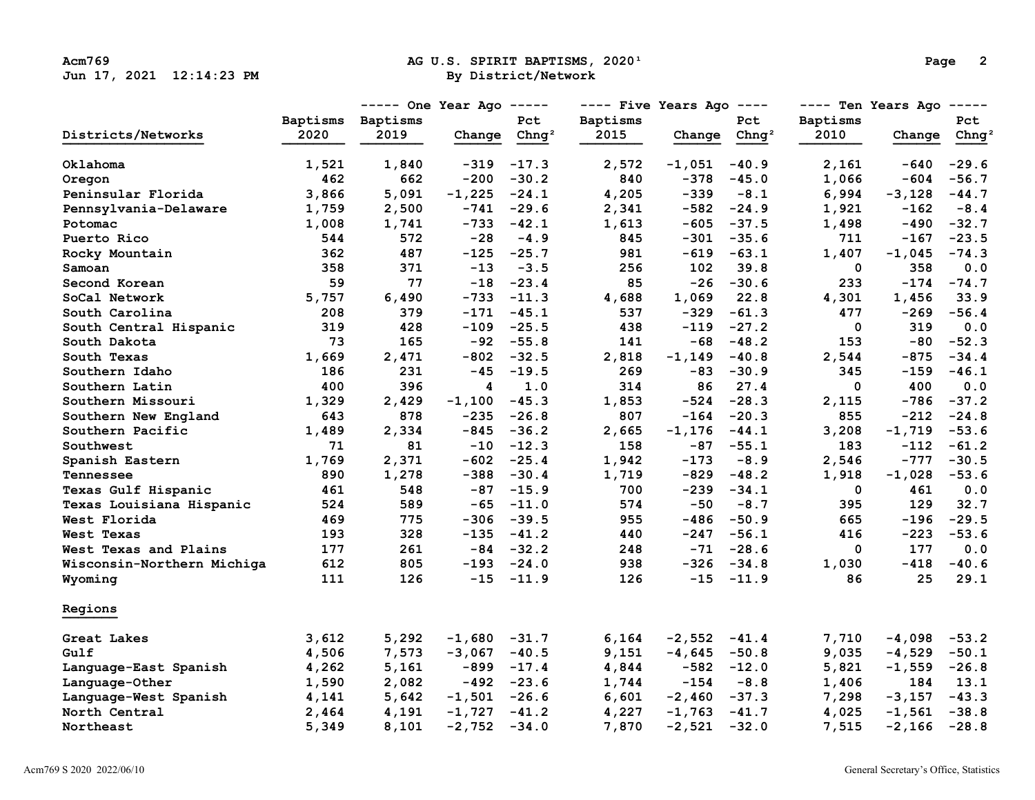# AG U.S. SPIRIT BAPTISMS, 2020[1]

By District/Network

| Districts/Networks | Baptisms 2020 | ----- One Year Ago ----- Baptisms 2019 | Change | Pct Chng[2] | ---- Five Years Ago ---- Baptisms 2015 | Change | Pct Chng[2] | ---- Ten Years Ago ----- Baptisms 2010 | Change | Pct Chng[2] |
|---|---|---|---|---|---|---|---|---|---|---|
| Oklahoma | 1,521 | 1,840 | -319 | -17.3 | 2,572 | -1,051 | -40.9 | 2,161 | -640 | -29.6 |
| Oregon | 462 | 662 | -200 | -30.2 | 840 | -378 | -45.0 | 1,066 | -604 | -56.7 |
| Peninsular Florida | 3,866 | 5,091 | -1,225 | -24.1 | 4,205 | -339 | -8.1 | 6,994 | -3,128 | -44.7 |
| Pennsylvania-Delaware | 1,759 | 2,500 | -741 | -29.6 | 2,341 | -582 | -24.9 | 1,921 | -162 | -8.4 |
| Potomac | 1,008 | 1,741 | -733 | -42.1 | 1,613 | -605 | -37.5 | 1,498 | -490 | -32.7 |
| Puerto Rico | 544 | 572 | -28 | -4.9 | 845 | -301 | -35.6 | 711 | -167 | -23.5 |
| Rocky Mountain | 362 | 487 | -125 | -25.7 | 981 | -619 | -63.1 | 1,407 | -1,045 | -74.3 |
| Samoan | 358 | 371 | -13 | -3.5 | 256 | 102 | 39.8 | 0 | 358 | 0.0 |
| Second Korean | 59 | 77 | -18 | -23.4 | 85 | -26 | -30.6 | 233 | -174 | -74.7 |
| SoCal Network | 5,757 | 6,490 | -733 | -11.3 | 4,688 | 1,069 | 22.8 | 4,301 | 1,456 | 33.9 |
| South Carolina | 208 | 379 | -171 | -45.1 | 537 | -329 | -61.3 | 477 | -269 | -56.4 |
| South Central Hispanic | 319 | 428 | -109 | -25.5 | 438 | -119 | -27.2 | 0 | 319 | 0.0 |
| South Dakota | 73 | 165 | -92 | -55.8 | 141 | -68 | -48.2 | 153 | -80 | -52.3 |
| South Texas | 1,669 | 2,471 | -802 | -32.5 | 2,818 | -1,149 | -40.8 | 2,544 | -875 | -34.4 |
| Southern Idaho | 186 | 231 | -45 | -19.5 | 269 | -83 | -30.9 | 345 | -159 | -46.1 |
| Southern Latin | 400 | 396 | 4 | 1.0 | 314 | 86 | 27.4 | 0 | 400 | 0.0 |
| Southern Missouri | 1,329 | 2,429 | -1,100 | -45.3 | 1,853 | -524 | -28.3 | 2,115 | -786 | -37.2 |
| Southern New England | 643 | 878 | -235 | -26.8 | 807 | -164 | -20.3 | 855 | -212 | -24.8 |
| Southern Pacific | 1,489 | 2,334 | -845 | -36.2 | 2,665 | -1,176 | -44.1 | 3,208 | -1,719 | -53.6 |
| Southwest | 71 | 81 | -10 | -12.3 | 158 | -87 | -55.1 | 183 | -112 | -61.2 |
| Spanish Eastern | 1,769 | 2,371 | -602 | -25.4 | 1,942 | -173 | -8.9 | 2,546 | -777 | -30.5 |
| Tennessee | 890 | 1,278 | -388 | -30.4 | 1,719 | -829 | -48.2 | 1,918 | -1,028 | -53.6 |
| Texas Gulf Hispanic | 461 | 548 | -87 | -15.9 | 700 | -239 | -34.1 | 0 | 461 | 0.0 |
| Texas Louisiana Hispanic | 524 | 589 | -65 | -11.0 | 574 | -50 | -8.7 | 395 | 129 | 32.7 |
| West Florida | 469 | 775 | -306 | -39.5 | 955 | -486 | -50.9 | 665 | -196 | -29.5 |
| West Texas | 193 | 328 | -135 | -41.2 | 440 | -247 | -56.1 | 416 | -223 | -53.6 |
| West Texas and Plains | 177 | 261 | -84 | -32.2 | 248 | -71 | -28.6 | 0 | 177 | 0.0 |
| Wisconsin-Northern Michiga | 612 | 805 | -193 | -24.0 | 938 | -326 | -34.8 | 1,030 | -418 | -40.6 |
| Wyoming | 111 | 126 | -15 | -11.9 | 126 | -15 | -11.9 | 86 | 25 | 29.1 |

## Regions

| Regions | Baptisms 2020 | Baptisms 2019 | Change | Pct Chng[2] | Baptisms 2015 | Change | Pct Chng[2] | Baptisms 2010 | Change | Pct Chng[2] |
|---|---|---|---|---|---|---|---|---|---|---|
| Great Lakes | 3,612 | 5,292 | -1,680 | -31.7 | 6,164 | -2,552 | -41.4 | 7,710 | -4,098 | -53.2 |
| Gulf | 4,506 | 7,573 | -3,067 | -40.5 | 9,151 | -4,645 | -50.8 | 9,035 | -4,529 | -50.1 |
| Language-East Spanish | 4,262 | 5,161 | -899 | -17.4 | 4,844 | -582 | -12.0 | 5,821 | -1,559 | -26.8 |
| Language-Other | 1,590 | 2,082 | -492 | -23.6 | 1,744 | -154 | -8.8 | 1,406 | 184 | 13.1 |
| Language-West Spanish | 4,141 | 5,642 | -1,501 | -26.6 | 6,601 | -2,460 | -37.3 | 7,298 | -3,157 | -43.3 |
| North Central | 2,464 | 4,191 | -1,727 | -41.2 | 4,227 | -1,763 | -41.7 | 4,025 | -1,561 | -38.8 |
| Northeast | 5,349 | 8,101 | -2,752 | -34.0 | 7,870 | -2,521 | -32.0 | 7,515 | -2,166 | -28.8 |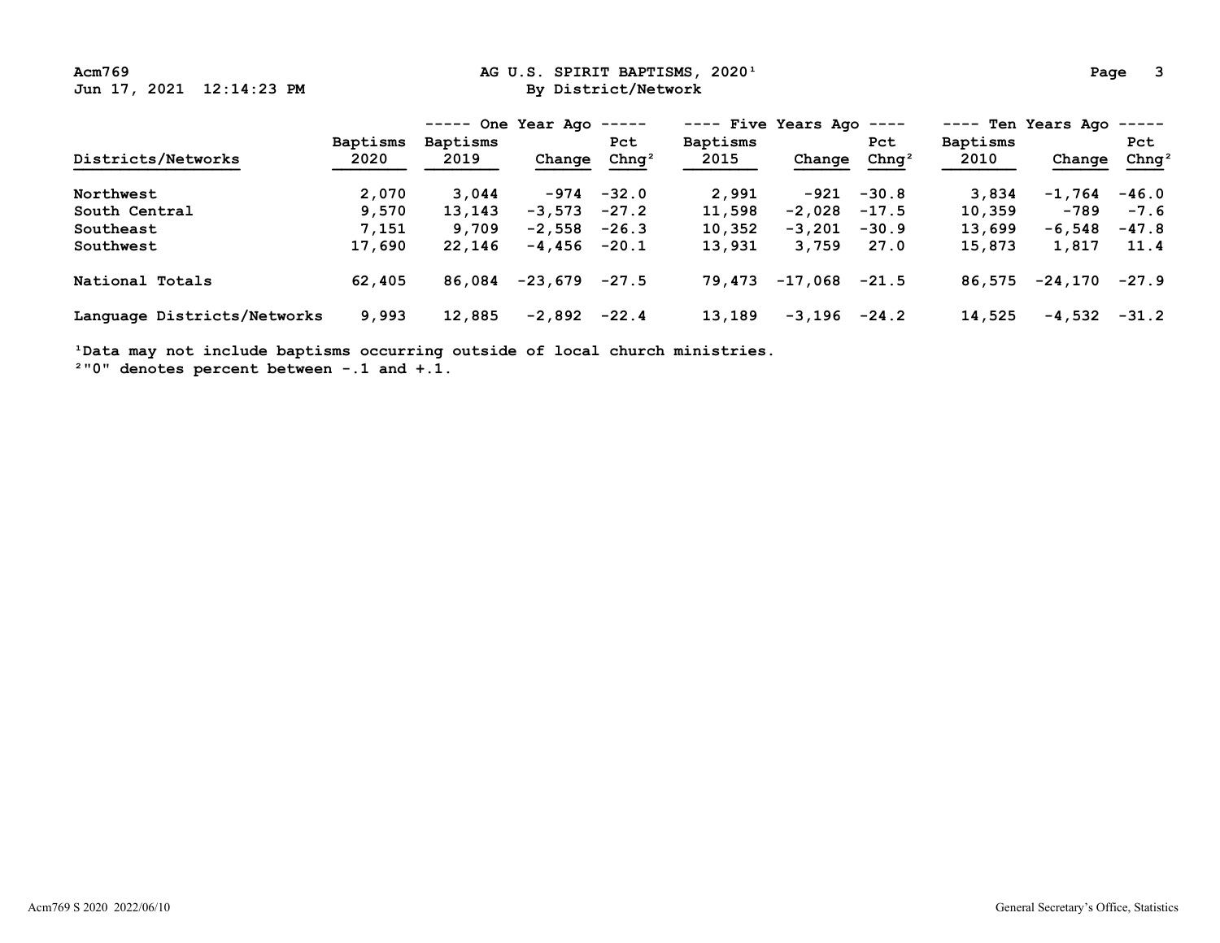# AG U.S. SPIRIT BAPTISMS, 2020[1]

## By District/Network

| Districts/Networks | Baptisms 2020 | ----- One Year Ago ----- | | | ---- Five Years Ago ---- | | | ---- Ten Years Ago ----- | | |
|---|---|---|---|---|---|---|---|---|---|---|
| | | Baptisms 2019 | Change | Pct Chng[2] | Baptisms 2015 | Change | Pct Chng[2] | Baptisms 2010 | Change | Pct Chng[2] |
| Northwest | 2,070 | 3,044 | -974 | -32.0 | 2,991 | -921 | -30.8 | 3,834 | -1,764 | -46.0 |
| South Central | 9,570 | 13,143 | -3,573 | -27.2 | 11,598 | -2,028 | -17.5 | 10,359 | -789 | -7.6 |
| Southeast | 7,151 | 9,709 | -2,558 | -26.3 | 10,352 | -3,201 | -30.9 | 13,699 | -6,548 | -47.8 |
| Southwest | 17,690 | 22,146 | -4,456 | -20.1 | 13,931 | 3,759 | 27.0 | 15,873 | 1,817 | 11.4 |
| National Totals | 62,405 | 86,084 | -23,679 | -27.5 | 79,473 | -17,068 | -21.5 | 86,575 | -24,170 | -27.9 |
| Language Districts/Networks | 9,993 | 12,885 | -2,892 | -22.4 | 13,189 | -3,196 | -24.2 | 14,525 | -4,532 | -31.2 |

[1]Data may not include baptisms occurring outside of local church ministries.

[2]"0" denotes percent between -.1 and +.1.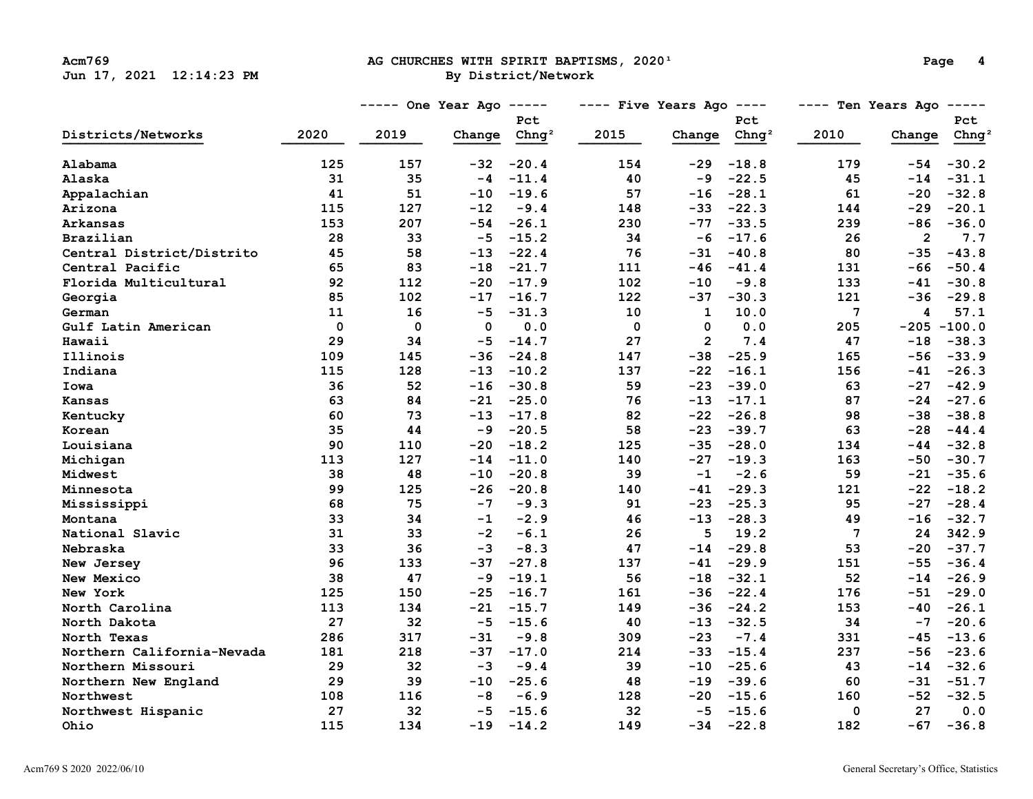# AG CHURCHES WITH SPIRIT BAPTISMS, 2020[1]

By District/Network

| Districts/Networks | 2020 | One Year Ago 2019 | Change | Pct Chng[2] | Five Years Ago 2015 | Change | Pct Chng[2] | Ten Years Ago 2010 | Change | Pct Chng[2] |
|---|---|---|---|---|---|---|---|---|---|---|
| Alabama | 125 | 157 | -32 | -20.4 | 154 | -29 | -18.8 | 179 | -54 | -30.2 |
| Alaska | 31 | 35 | -4 | -11.4 | 40 | -9 | -22.5 | 45 | -14 | -31.1 |
| Appalachian | 41 | 51 | -10 | -19.6 | 57 | -16 | -28.1 | 61 | -20 | -32.8 |
| Arizona | 115 | 127 | -12 | -9.4 | 148 | -33 | -22.3 | 144 | -29 | -20.1 |
| Arkansas | 153 | 207 | -54 | -26.1 | 230 | -77 | -33.5 | 239 | -86 | -36.0 |
| Brazilian | 28 | 33 | -5 | -15.2 | 34 | -6 | -17.6 | 26 | 2 | 7.7 |
| Central District/Distrito | 45 | 58 | -13 | -22.4 | 76 | -31 | -40.8 | 80 | -35 | -43.8 |
| Central Pacific | 65 | 83 | -18 | -21.7 | 111 | -46 | -41.4 | 131 | -66 | -50.4 |
| Florida Multicultural | 92 | 112 | -20 | -17.9 | 102 | -10 | -9.8 | 133 | -41 | -30.8 |
| Georgia | 85 | 102 | -17 | -16.7 | 122 | -37 | -30.3 | 121 | -36 | -29.8 |
| German | 11 | 16 | -5 | -31.3 | 10 | 1 | 10.0 | 7 | 4 | 57.1 |
| Gulf Latin American | 0 | 0 | 0 | 0.0 | 0 | 0 | 0.0 | 205 | -205 | -100.0 |
| Hawaii | 29 | 34 | -5 | -14.7 | 27 | 2 | 7.4 | 47 | -18 | -38.3 |
| Illinois | 109 | 145 | -36 | -24.8 | 147 | -38 | -25.9 | 165 | -56 | -33.9 |
| Indiana | 115 | 128 | -13 | -10.2 | 137 | -22 | -16.1 | 156 | -41 | -26.3 |
| Iowa | 36 | 52 | -16 | -30.8 | 59 | -23 | -39.0 | 63 | -27 | -42.9 |
| Kansas | 63 | 84 | -21 | -25.0 | 76 | -13 | -17.1 | 87 | -24 | -27.6 |
| Kentucky | 60 | 73 | -13 | -17.8 | 82 | -22 | -26.8 | 98 | -38 | -38.8 |
| Korean | 35 | 44 | -9 | -20.5 | 58 | -23 | -39.7 | 63 | -28 | -44.4 |
| Louisiana | 90 | 110 | -20 | -18.2 | 125 | -35 | -28.0 | 134 | -44 | -32.8 |
| Michigan | 113 | 127 | -14 | -11.0 | 140 | -27 | -19.3 | 163 | -50 | -30.7 |
| Midwest | 38 | 48 | -10 | -20.8 | 39 | -1 | -2.6 | 59 | -21 | -35.6 |
| Minnesota | 99 | 125 | -26 | -20.8 | 140 | -41 | -29.3 | 121 | -22 | -18.2 |
| Mississippi | 68 | 75 | -7 | -9.3 | 91 | -23 | -25.3 | 95 | -27 | -28.4 |
| Montana | 33 | 34 | -1 | -2.9 | 46 | -13 | -28.3 | 49 | -16 | -32.7 |
| National Slavic | 31 | 33 | -2 | -6.1 | 26 | 5 | 19.2 | 7 | 24 | 342.9 |
| Nebraska | 33 | 36 | -3 | -8.3 | 47 | -14 | -29.8 | 53 | -20 | -37.7 |
| New Jersey | 96 | 133 | -37 | -27.8 | 137 | -41 | -29.9 | 151 | -55 | -36.4 |
| New Mexico | 38 | 47 | -9 | -19.1 | 56 | -18 | -32.1 | 52 | -14 | -26.9 |
| New York | 125 | 150 | -25 | -16.7 | 161 | -36 | -22.4 | 176 | -51 | -29.0 |
| North Carolina | 113 | 134 | -21 | -15.7 | 149 | -36 | -24.2 | 153 | -40 | -26.1 |
| North Dakota | 27 | 32 | -5 | -15.6 | 40 | -13 | -32.5 | 34 | -7 | -20.6 |
| North Texas | 286 | 317 | -31 | -9.8 | 309 | -23 | -7.4 | 331 | -45 | -13.6 |
| Northern California-Nevada | 181 | 218 | -37 | -17.0 | 214 | -33 | -15.4 | 237 | -56 | -23.6 |
| Northern Missouri | 29 | 32 | -3 | -9.4 | 39 | -10 | -25.6 | 43 | -14 | -32.6 |
| Northern New England | 29 | 39 | -10 | -25.6 | 48 | -19 | -39.6 | 60 | -31 | -51.7 |
| Northwest | 108 | 116 | -8 | -6.9 | 128 | -20 | -15.6 | 160 | -52 | -32.5 |
| Northwest Hispanic | 27 | 32 | -5 | -15.6 | 32 | -5 | -15.6 | 0 | 27 | 0.0 |
| Ohio | 115 | 134 | -19 | -14.2 | 149 | -34 | -22.8 | 182 | -67 | -36.8 |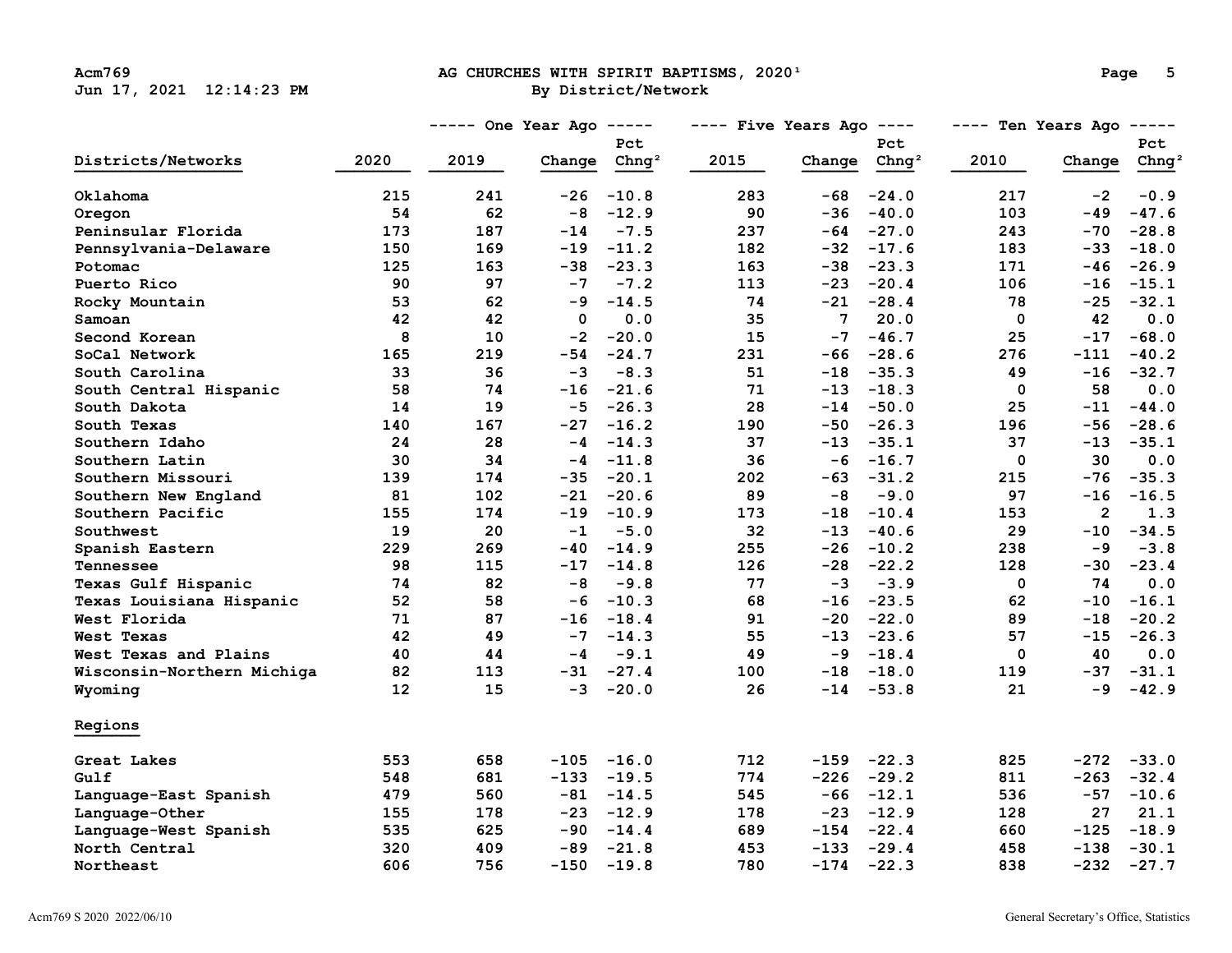# AG CHURCHES WITH SPIRIT BAPTISMS, 2020[1]

By District/Network

| Districts/Networks | 2020 | One Year Ago: 2019 | Change | Pct Chng[2] | Five Years Ago: 2015 | Change | Pct Chng[2] | Ten Years Ago: 2010 | Change | Pct Chng[2] |
|---|---|---|---|---|---|---|---|---|---|---|
| Oklahoma | 215 | 241 | -26 | -10.8 | 283 | -68 | -24.0 | 217 | -2 | -0.9 |
| Oregon | 54 | 62 | -8 | -12.9 | 90 | -36 | -40.0 | 103 | -49 | -47.6 |
| Peninsular Florida | 173 | 187 | -14 | -7.5 | 237 | -64 | -27.0 | 243 | -70 | -28.8 |
| Pennsylvania-Delaware | 150 | 169 | -19 | -11.2 | 182 | -32 | -17.6 | 183 | -33 | -18.0 |
| Potomac | 125 | 163 | -38 | -23.3 | 163 | -38 | -23.3 | 171 | -46 | -26.9 |
| Puerto Rico | 90 | 97 | -7 | -7.2 | 113 | -23 | -20.4 | 106 | -16 | -15.1 |
| Rocky Mountain | 53 | 62 | -9 | -14.5 | 74 | -21 | -28.4 | 78 | -25 | -32.1 |
| Samoan | 42 | 42 | 0 | 0.0 | 35 | 7 | 20.0 | 0 | 42 | 0.0 |
| Second Korean | 8 | 10 | -2 | -20.0 | 15 | -7 | -46.7 | 25 | -17 | -68.0 |
| SoCal Network | 165 | 219 | -54 | -24.7 | 231 | -66 | -28.6 | 276 | -111 | -40.2 |
| South Carolina | 33 | 36 | -3 | -8.3 | 51 | -18 | -35.3 | 49 | -16 | -32.7 |
| South Central Hispanic | 58 | 74 | -16 | -21.6 | 71 | -13 | -18.3 | 0 | 58 | 0.0 |
| South Dakota | 14 | 19 | -5 | -26.3 | 28 | -14 | -50.0 | 25 | -11 | -44.0 |
| South Texas | 140 | 167 | -27 | -16.2 | 190 | -50 | -26.3 | 196 | -56 | -28.6 |
| Southern Idaho | 24 | 28 | -4 | -14.3 | 37 | -13 | -35.1 | 37 | -13 | -35.1 |
| Southern Latin | 30 | 34 | -4 | -11.8 | 36 | -6 | -16.7 | 0 | 30 | 0.0 |
| Southern Missouri | 139 | 174 | -35 | -20.1 | 202 | -63 | -31.2 | 215 | -76 | -35.3 |
| Southern New England | 81 | 102 | -21 | -20.6 | 89 | -8 | -9.0 | 97 | -16 | -16.5 |
| Southern Pacific | 155 | 174 | -19 | -10.9 | 173 | -18 | -10.4 | 153 | 2 | 1.3 |
| Southwest | 19 | 20 | -1 | -5.0 | 32 | -13 | -40.6 | 29 | -10 | -34.5 |
| Spanish Eastern | 229 | 269 | -40 | -14.9 | 255 | -26 | -10.2 | 238 | -9 | -3.8 |
| Tennessee | 98 | 115 | -17 | -14.8 | 126 | -28 | -22.2 | 128 | -30 | -23.4 |
| Texas Gulf Hispanic | 74 | 82 | -8 | -9.8 | 77 | -3 | -3.9 | 0 | 74 | 0.0 |
| Texas Louisiana Hispanic | 52 | 58 | -6 | -10.3 | 68 | -16 | -23.5 | 62 | -10 | -16.1 |
| West Florida | 71 | 87 | -16 | -18.4 | 91 | -20 | -22.0 | 89 | -18 | -20.2 |
| West Texas | 42 | 49 | -7 | -14.3 | 55 | -13 | -23.6 | 57 | -15 | -26.3 |
| West Texas and Plains | 40 | 44 | -4 | -9.1 | 49 | -9 | -18.4 | 0 | 40 | 0.0 |
| Wisconsin-Northern Michiga | 82 | 113 | -31 | -27.4 | 100 | -18 | -18.0 | 119 | -37 | -31.1 |
| Wyoming | 12 | 15 | -3 | -20.0 | 26 | -14 | -53.8 | 21 | -9 | -42.9 |
| **Regions** | | | | | | | | | | |
| Great Lakes | 553 | 658 | -105 | -16.0 | 712 | -159 | -22.3 | 825 | -272 | -33.0 |
| Gulf | 548 | 681 | -133 | -19.5 | 774 | -226 | -29.2 | 811 | -263 | -32.4 |
| Language-East Spanish | 479 | 560 | -81 | -14.5 | 545 | -66 | -12.1 | 536 | -57 | -10.6 |
| Language-Other | 155 | 178 | -23 | -12.9 | 178 | -23 | -12.9 | 128 | 27 | 21.1 |
| Language-West Spanish | 535 | 625 | -90 | -14.4 | 689 | -154 | -22.4 | 660 | -125 | -18.9 |
| North Central | 320 | 409 | -89 | -21.8 | 453 | -133 | -29.4 | 458 | -138 | -30.1 |
| Northeast | 606 | 756 | -150 | -19.8 | 780 | -174 | -22.3 | 838 | -232 | -27.7 |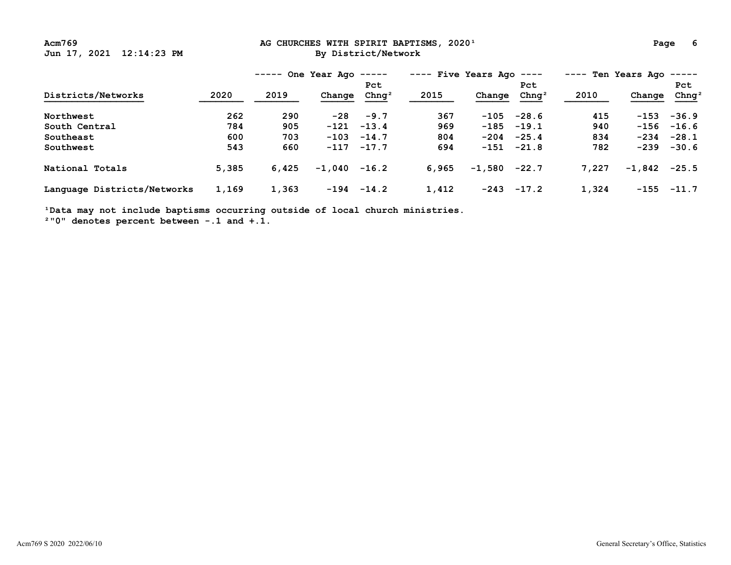# AG CHURCHES WITH SPIRIT BAPTISMS, 2020[1]

## By District/Network

| Districts/Networks | 2020 | One Year Ago 2019 | Change | Pct Chng[2] | Five Years Ago 2015 | Change | Pct Chng[2] | Ten Years Ago 2010 | Change | Pct Chng[2] |
|---|---|---|---|---|---|---|---|---|---|---|
| Northwest | 262 | 290 | -28 | -9.7 | 367 | -105 | -28.6 | 415 | -153 | -36.9 |
| South Central | 784 | 905 | -121 | -13.4 | 969 | -185 | -19.1 | 940 | -156 | -16.6 |
| Southeast | 600 | 703 | -103 | -14.7 | 804 | -204 | -25.4 | 834 | -234 | -28.1 |
| Southwest | 543 | 660 | -117 | -17.7 | 694 | -151 | -21.8 | 782 | -239 | -30.6 |
| National Totals | 5,385 | 6,425 | -1,040 | -16.2 | 6,965 | -1,580 | -22.7 | 7,227 | -1,842 | -25.5 |
| Language Districts/Networks | 1,169 | 1,363 | -194 | -14.2 | 1,412 | -243 | -17.2 | 1,324 | -155 | -11.7 |

[1]Data may not include baptisms occurring outside of local church ministries.
[2]"0" denotes percent between -.1 and +.1.